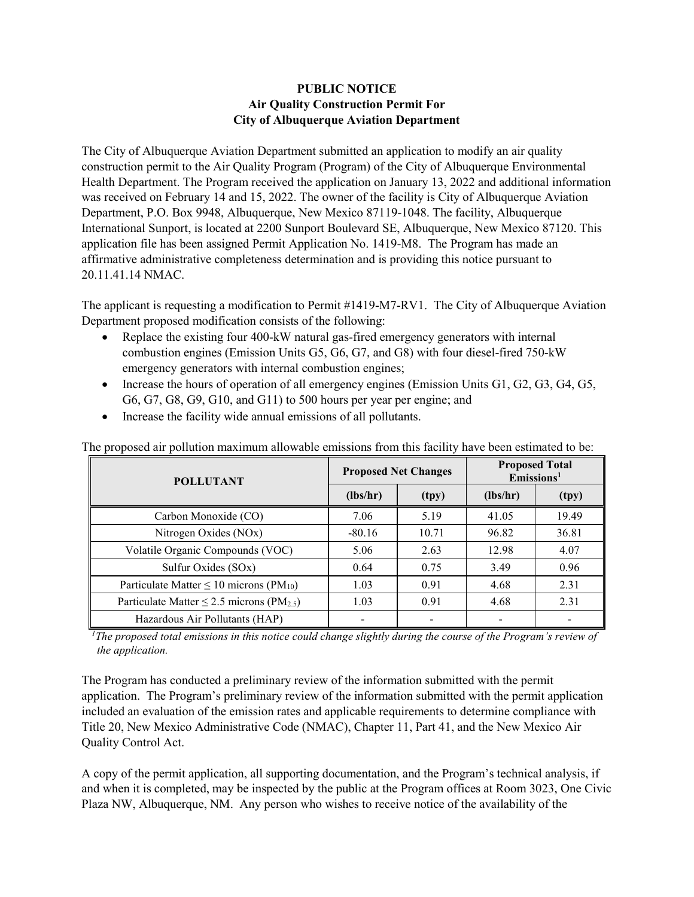**PUBLIC NOTICE**
**Air Quality Construction Permit For**
**City of Albuquerque Aviation Department**

The City of Albuquerque Aviation Department submitted an application to modify an air quality construction permit to the Air Quality Program (Program) of the City of Albuquerque Environmental Health Department. The Program received the application on January 13, 2022 and additional information was received on February 14 and 15, 2022. The owner of the facility is City of Albuquerque Aviation Department, P.O. Box 9948, Albuquerque, New Mexico 87119-1048. The facility, Albuquerque International Sunport, is located at 2200 Sunport Boulevard SE, Albuquerque, New Mexico 87120. This application file has been assigned Permit Application No. 1419-M8. The Program has made an affirmative administrative completeness determination and is providing this notice pursuant to 20.11.41.14 NMAC.

The applicant is requesting a modification to Permit #1419-M7-RV1. The City of Albuquerque Aviation Department proposed modification consists of the following:

- Replace the existing four 400-kW natural gas-fired emergency generators with internal combustion engines (Emission Units G5, G6, G7, and G8) with four diesel-fired 750-kW emergency generators with internal combustion engines;
- Increase the hours of operation of all emergency engines (Emission Units G1, G2, G3, G4, G5, G6, G7, G8, G9, G10, and G11) to 500 hours per year per engine; and
- Increase the facility wide annual emissions of all pollutants.

The proposed air pollution maximum allowable emissions from this facility have been estimated to be:

| POLLUTANT | Proposed Net Changes | | Proposed Total Emissions[1] | |
|---|---|---|---|---|
| | (lbs/hr) | (tpy) | (lbs/hr) | (tpy) |
| Carbon Monoxide (CO) | 7.06 | 5.19 | 41.05 | 19.49 |
| Nitrogen Oxides (NOx) | -80.16 | 10.71 | 96.82 | 36.81 |
| Volatile Organic Compounds (VOC) | 5.06 | 2.63 | 12.98 | 4.07 |
| Sulfur Oxides (SOx) | 0.64 | 0.75 | 3.49 | 0.96 |
| Particulate Matter ≤ 10 microns ($PM_{10}$) | 1.03 | 0.91 | 4.68 | 2.31 |
| Particulate Matter ≤ 2.5 microns ($PM_{2.5}$) | 1.03 | 0.91 | 4.68 | 2.31 |
| Hazardous Air Pollutants (HAP) | - | - | - | - |

*[1]The proposed total emissions in this notice could change slightly during the course of the Program's review of the application.*

The Program has conducted a preliminary review of the information submitted with the permit application. The Program's preliminary review of the information submitted with the permit application included an evaluation of the emission rates and applicable requirements to determine compliance with Title 20, New Mexico Administrative Code (NMAC), Chapter 11, Part 41, and the New Mexico Air Quality Control Act.

A copy of the permit application, all supporting documentation, and the Program's technical analysis, if and when it is completed, may be inspected by the public at the Program offices at Room 3023, One Civic Plaza NW, Albuquerque, NM. Any person who wishes to receive notice of the availability of the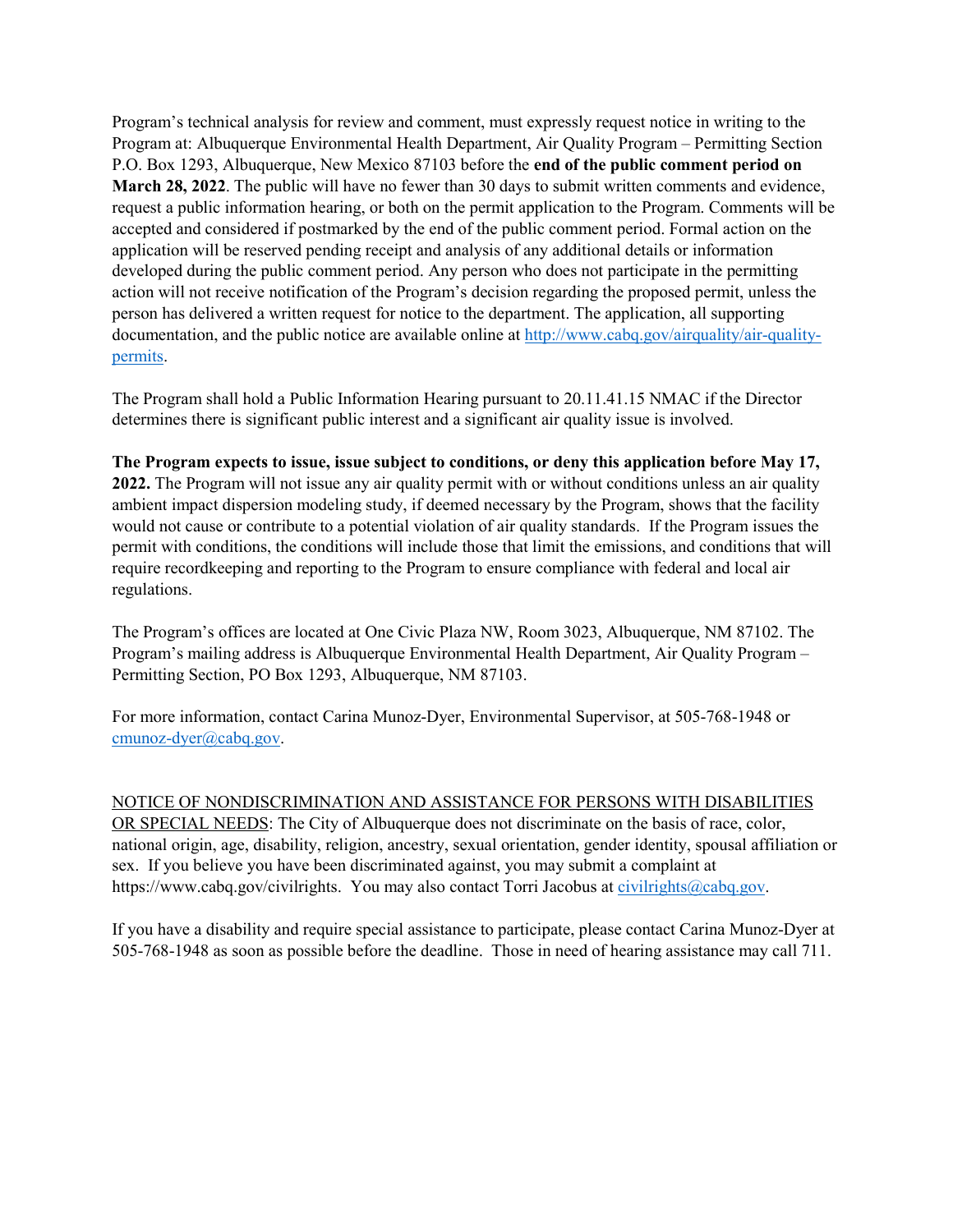Program's technical analysis for review and comment, must expressly request notice in writing to the Program at: Albuquerque Environmental Health Department, Air Quality Program – Permitting Section P.O. Box 1293, Albuquerque, New Mexico 87103 before the **end of the public comment period on March 28, 2022**. The public will have no fewer than 30 days to submit written comments and evidence, request a public information hearing, or both on the permit application to the Program. Comments will be accepted and considered if postmarked by the end of the public comment period. Formal action on the application will be reserved pending receipt and analysis of any additional details or information developed during the public comment period. Any person who does not participate in the permitting action will not receive notification of the Program's decision regarding the proposed permit, unless the person has delivered a written request for notice to the department. The application, all supporting documentation, and the public notice are available online at [http://www.cabq.gov/airquality/air-quality-permits](http://www.cabq.gov/airquality/air-quality-permits).

The Program shall hold a Public Information Hearing pursuant to 20.11.41.15 NMAC if the Director determines there is significant public interest and a significant air quality issue is involved.

**The Program expects to issue, issue subject to conditions, or deny this application before May 17, 2022.** The Program will not issue any air quality permit with or without conditions unless an air quality ambient impact dispersion modeling study, if deemed necessary by the Program, shows that the facility would not cause or contribute to a potential violation of air quality standards. If the Program issues the permit with conditions, the conditions will include those that limit the emissions, and conditions that will require recordkeeping and reporting to the Program to ensure compliance with federal and local air regulations.

The Program's offices are located at One Civic Plaza NW, Room 3023, Albuquerque, NM 87102. The Program's mailing address is Albuquerque Environmental Health Department, Air Quality Program – Permitting Section, PO Box 1293, Albuquerque, NM 87103.

For more information, contact Carina Munoz-Dyer, Environmental Supervisor, at 505-768-1948 or [cmunoz-dyer@cabq.gov](mailto:cmunoz-dyer@cabq.gov).

<u>NOTICE OF NONDISCRIMINATION AND ASSISTANCE FOR PERSONS WITH DISABILITIES OR SPECIAL NEEDS</u>: The City of Albuquerque does not discriminate on the basis of race, color, national origin, age, disability, religion, ancestry, sexual orientation, gender identity, spousal affiliation or sex. If you believe you have been discriminated against, you may submit a complaint at https://www.cabq.gov/civilrights. You may also contact Torri Jacobus at [civilrights@cabq.gov](mailto:civilrights@cabq.gov).

If you have a disability and require special assistance to participate, please contact Carina Munoz-Dyer at 505-768-1948 as soon as possible before the deadline. Those in need of hearing assistance may call 711.